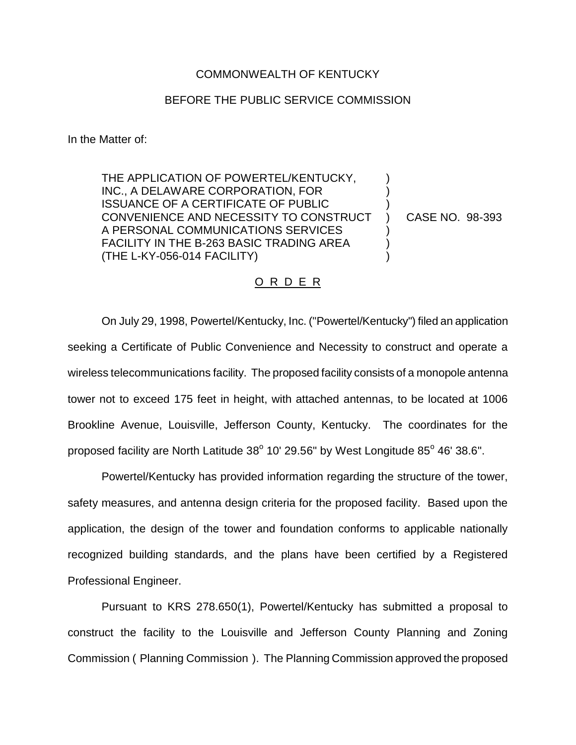COMMONWEALTH OF KENTUCKY

BEFORE THE PUBLIC SERVICE COMMISSION

In the Matter of:

THE APPLICATION OF POWERTEL/KENTUCKY, INC., A DELAWARE CORPORATION, FOR ISSUANCE OF A CERTIFICATE OF PUBLIC CONVENIENCE AND NECESSITY TO CONSTRUCT A PERSONAL COMMUNICATIONS SERVICES FACILITY IN THE B-263 BASIC TRADING AREA (THE L-KY-056-014 FACILITY) ) CASE NO. 98-393

O R D E R

On July 29, 1998, Powertel/Kentucky, Inc. ("Powertel/Kentucky") filed an application seeking a Certificate of Public Convenience and Necessity to construct and operate a wireless telecommunications facility. The proposed facility consists of a monopole antenna tower not to exceed 175 feet in height, with attached antennas, to be located at 1006 Brookline Avenue, Louisville, Jefferson County, Kentucky. The coordinates for the proposed facility are North Latitude 38° 10' 29.56" by West Longitude 85° 46' 38.6".

Powertel/Kentucky has provided information regarding the structure of the tower, safety measures, and antenna design criteria for the proposed facility. Based upon the application, the design of the tower and foundation conforms to applicable nationally recognized building standards, and the plans have been certified by a Registered Professional Engineer.

Pursuant to KRS 278.650(1), Powertel/Kentucky has submitted a proposal to construct the facility to the Louisville and Jefferson County Planning and Zoning Commission ( Planning Commission ). The Planning Commission approved the proposed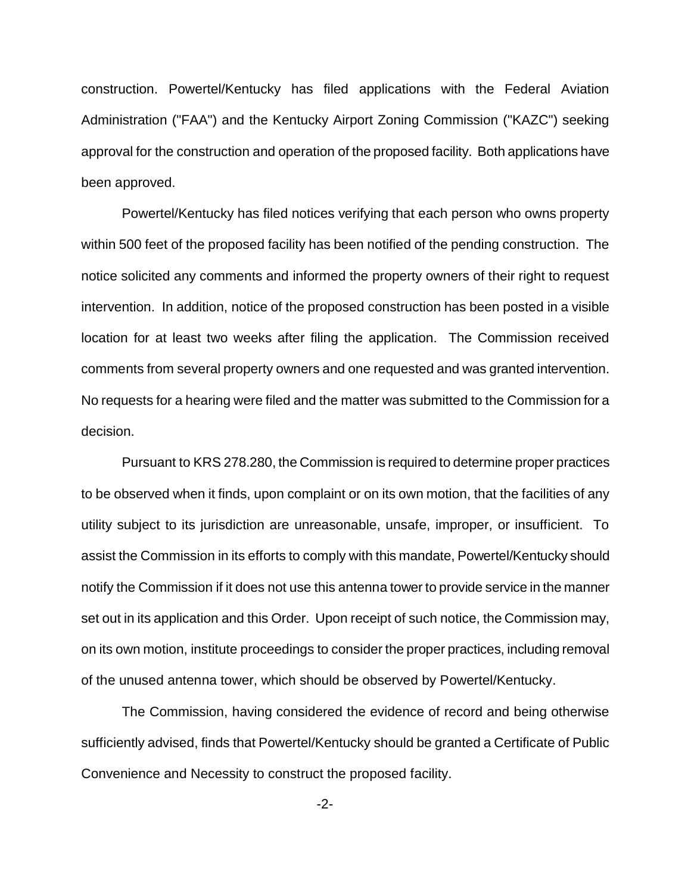construction. Powertel/Kentucky has filed applications with the Federal Aviation Administration ("FAA") and the Kentucky Airport Zoning Commission ("KAZC") seeking approval for the construction and operation of the proposed facility. Both applications have been approved.

Powertel/Kentucky has filed notices verifying that each person who owns property within 500 feet of the proposed facility has been notified of the pending construction. The notice solicited any comments and informed the property owners of their right to request intervention. In addition, notice of the proposed construction has been posted in a visible location for at least two weeks after filing the application. The Commission received comments from several property owners and one requested and was granted intervention. No requests for a hearing were filed and the matter was submitted to the Commission for a decision.

Pursuant to KRS 278.280, the Commission is required to determine proper practices to be observed when it finds, upon complaint or on its own motion, that the facilities of any utility subject to its jurisdiction are unreasonable, unsafe, improper, or insufficient. To assist the Commission in its efforts to comply with this mandate, Powertel/Kentucky should notify the Commission if it does not use this antenna tower to provide service in the manner set out in its application and this Order. Upon receipt of such notice, the Commission may, on its own motion, institute proceedings to consider the proper practices, including removal of the unused antenna tower, which should be observed by Powertel/Kentucky.

The Commission, having considered the evidence of record and being otherwise sufficiently advised, finds that Powertel/Kentucky should be granted a Certificate of Public Convenience and Necessity to construct the proposed facility.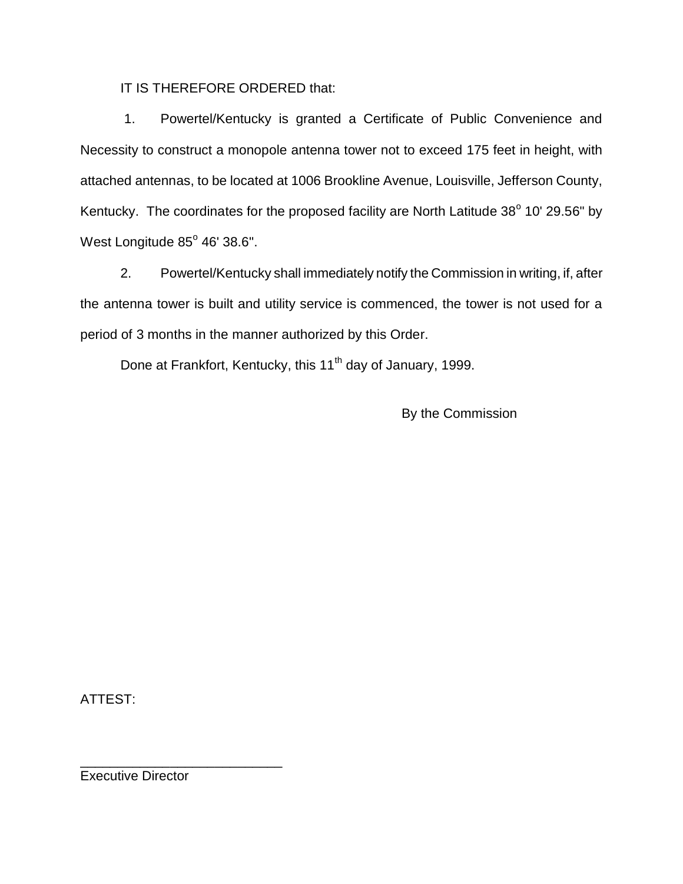IT IS THEREFORE ORDERED that:

1. Powertel/Kentucky is granted a Certificate of Public Convenience and Necessity to construct a monopole antenna tower not to exceed 175 feet in height, with attached antennas, to be located at 1006 Brookline Avenue, Louisville, Jefferson County, Kentucky. The coordinates for the proposed facility are North Latitude 38° 10' 29.56" by West Longitude 85° 46' 38.6".

2. Powertel/Kentucky shall immediately notify the Commission in writing, if, after the antenna tower is built and utility service is commenced, the tower is not used for a period of 3 months in the manner authorized by this Order.

Done at Frankfort, Kentucky, this 11th day of January, 1999.

By the Commission

ATTEST:

___________________________

Executive Director